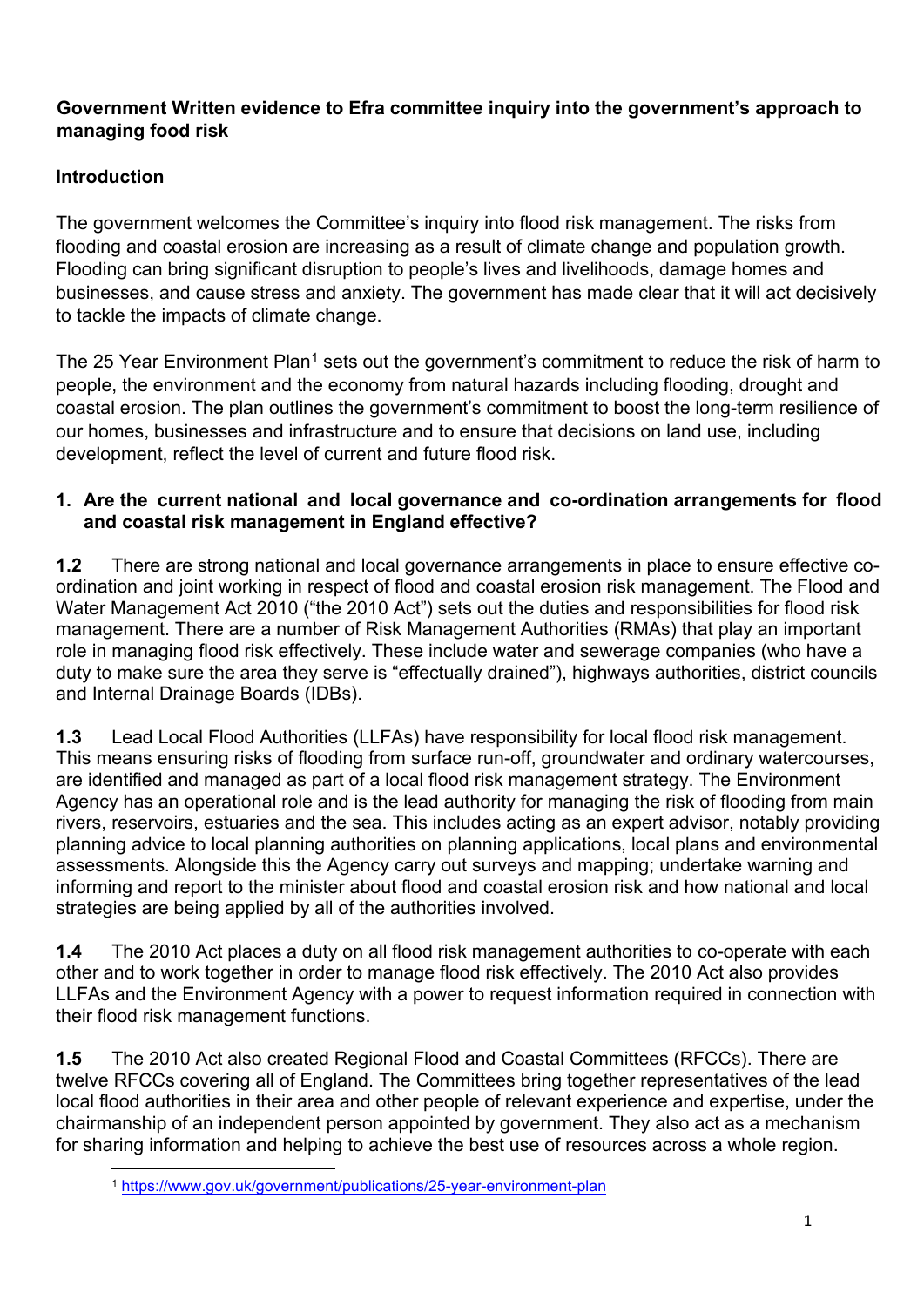**Government Written evidence to Efra committee inquiry into the government's approach to managing food risk**

**Introduction**

The government welcomes the Committee's inquiry into flood risk management. The risks from flooding and coastal erosion are increasing as a result of climate change and population growth. Flooding can bring significant disruption to people's lives and livelihoods, damage homes and businesses, and cause stress and anxiety. The government has made clear that it will act decisively to tackle the impacts of climate change.

The 25 Year Environment Plan[1] sets out the government's commitment to reduce the risk of harm to people, the environment and the economy from natural hazards including flooding, drought and coastal erosion. The plan outlines the government's commitment to boost the long-term resilience of our homes, businesses and infrastructure and to ensure that decisions on land use, including development, reflect the level of current and future flood risk.

1. **Are the current national and local governance and co-ordination arrangements for flood and coastal risk management in England effective?**

**1.2** There are strong national and local governance arrangements in place to ensure effective co-ordination and joint working in respect of flood and coastal erosion risk management. The Flood and Water Management Act 2010 ("the 2010 Act") sets out the duties and responsibilities for flood risk management. There are a number of Risk Management Authorities (RMAs) that play an important role in managing flood risk effectively. These include water and sewerage companies (who have a duty to make sure the area they serve is "effectually drained"), highways authorities, district councils and Internal Drainage Boards (IDBs).

**1.3** Lead Local Flood Authorities (LLFAs) have responsibility for local flood risk management. This means ensuring risks of flooding from surface run-off, groundwater and ordinary watercourses, are identified and managed as part of a local flood risk management strategy. The Environment Agency has an operational role and is the lead authority for managing the risk of flooding from main rivers, reservoirs, estuaries and the sea. This includes acting as an expert advisor, notably providing planning advice to local planning authorities on planning applications, local plans and environmental assessments. Alongside this the Agency carry out surveys and mapping; undertake warning and informing and report to the minister about flood and coastal erosion risk and how national and local strategies are being applied by all of the authorities involved.

**1.4** The 2010 Act places a duty on all flood risk management authorities to co-operate with each other and to work together in order to manage flood risk effectively. The 2010 Act also provides LLFAs and the Environment Agency with a power to request information required in connection with their flood risk management functions.

**1.5** The 2010 Act also created Regional Flood and Coastal Committees (RFCCs). There are twelve RFCCs covering all of England. The Committees bring together representatives of the lead local flood authorities in their area and other people of relevant experience and expertise, under the chairmanship of an independent person appointed by government. They also act as a mechanism for sharing information and helping to achieve the best use of resources across a whole region.

[1] https://www.gov.uk/government/publications/25-year-environment-plan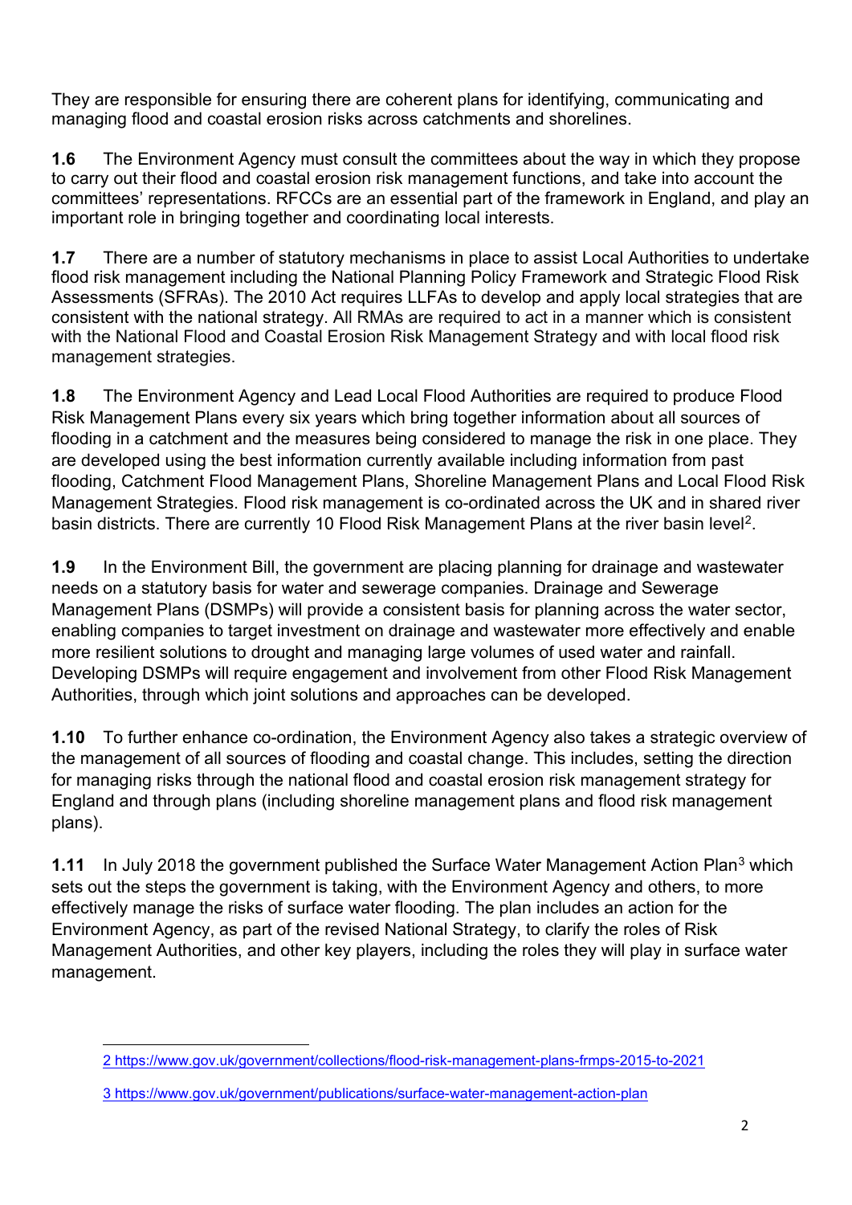They are responsible for ensuring there are coherent plans for identifying, communicating and managing flood and coastal erosion risks across catchments and shorelines.

**1.6** The Environment Agency must consult the committees about the way in which they propose to carry out their flood and coastal erosion risk management functions, and take into account the committees' representations. RFCCs are an essential part of the framework in England, and play an important role in bringing together and coordinating local interests.

**1.7** There are a number of statutory mechanisms in place to assist Local Authorities to undertake flood risk management including the National Planning Policy Framework and Strategic Flood Risk Assessments (SFRAs). The 2010 Act requires LLFAs to develop and apply local strategies that are consistent with the national strategy. All RMAs are required to act in a manner which is consistent with the National Flood and Coastal Erosion Risk Management Strategy and with local flood risk management strategies.

**1.8** The Environment Agency and Lead Local Flood Authorities are required to produce Flood Risk Management Plans every six years which bring together information about all sources of flooding in a catchment and the measures being considered to manage the risk in one place. They are developed using the best information currently available including information from past flooding, Catchment Flood Management Plans, Shoreline Management Plans and Local Flood Risk Management Strategies. Flood risk management is co-ordinated across the UK and in shared river basin districts. There are currently 10 Flood Risk Management Plans at the river basin level[2].

**1.9** In the Environment Bill, the government are placing planning for drainage and wastewater needs on a statutory basis for water and sewerage companies. Drainage and Sewerage Management Plans (DSMPs) will provide a consistent basis for planning across the water sector, enabling companies to target investment on drainage and wastewater more effectively and enable more resilient solutions to drought and managing large volumes of used water and rainfall. Developing DSMPs will require engagement and involvement from other Flood Risk Management Authorities, through which joint solutions and approaches can be developed.

**1.10** To further enhance co-ordination, the Environment Agency also takes a strategic overview of the management of all sources of flooding and coastal change. This includes, setting the direction for managing risks through the national flood and coastal erosion risk management strategy for England and through plans (including shoreline management plans and flood risk management plans).

**1.11** In July 2018 the government published the Surface Water Management Action Plan[3] which sets out the steps the government is taking, with the Environment Agency and others, to more effectively manage the risks of surface water flooding. The plan includes an action for the Environment Agency, as part of the revised National Strategy, to clarify the roles of Risk Management Authorities, and other key players, including the roles they will play in surface water management.

---

2 https://www.gov.uk/government/collections/flood-risk-management-plans-frmps-2015-to-2021

3 https://www.gov.uk/government/publications/surface-water-management-action-plan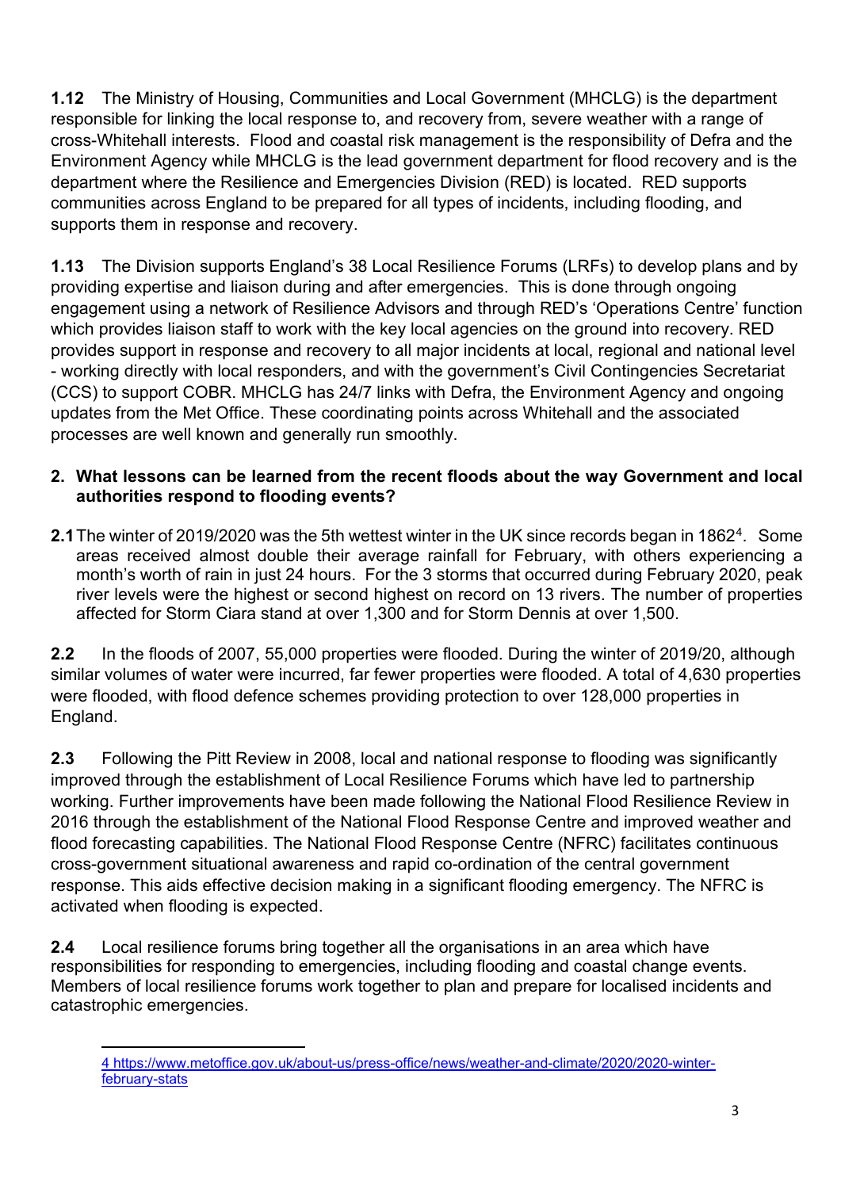**1.12** The Ministry of Housing, Communities and Local Government (MHCLG) is the department responsible for linking the local response to, and recovery from, severe weather with a range of cross-Whitehall interests. Flood and coastal risk management is the responsibility of Defra and the Environment Agency while MHCLG is the lead government department for flood recovery and is the department where the Resilience and Emergencies Division (RED) is located. RED supports communities across England to be prepared for all types of incidents, including flooding, and supports them in response and recovery.

**1.13** The Division supports England's 38 Local Resilience Forums (LRFs) to develop plans and by providing expertise and liaison during and after emergencies. This is done through ongoing engagement using a network of Resilience Advisors and through RED's 'Operations Centre' function which provides liaison staff to work with the key local agencies on the ground into recovery. RED provides support in response and recovery to all major incidents at local, regional and national level - working directly with local responders, and with the government's Civil Contingencies Secretariat (CCS) to support COBR. MHCLG has 24/7 links with Defra, the Environment Agency and ongoing updates from the Met Office. These coordinating points across Whitehall and the associated processes are well known and generally run smoothly.

**2. What lessons can be learned from the recent floods about the way Government and local authorities respond to flooding events?**

**2.1** The winter of 2019/2020 was the 5th wettest winter in the UK since records began in 1862[4]. Some areas received almost double their average rainfall for February, with others experiencing a month's worth of rain in just 24 hours. For the 3 storms that occurred during February 2020, peak river levels were the highest or second highest on record on 13 rivers. The number of properties affected for Storm Ciara stand at over 1,300 and for Storm Dennis at over 1,500.

**2.2** In the floods of 2007, 55,000 properties were flooded. During the winter of 2019/20, although similar volumes of water were incurred, far fewer properties were flooded. A total of 4,630 properties were flooded, with flood defence schemes providing protection to over 128,000 properties in England.

**2.3** Following the Pitt Review in 2008, local and national response to flooding was significantly improved through the establishment of Local Resilience Forums which have led to partnership working. Further improvements have been made following the National Flood Resilience Review in 2016 through the establishment of the National Flood Response Centre and improved weather and flood forecasting capabilities. The National Flood Response Centre (NFRC) facilitates continuous cross-government situational awareness and rapid co-ordination of the central government response. This aids effective decision making in a significant flooding emergency. The NFRC is activated when flooding is expected.

**2.4** Local resilience forums bring together all the organisations in an area which have responsibilities for responding to emergencies, including flooding and coastal change events. Members of local resilience forums work together to plan and prepare for localised incidents and catastrophic emergencies.

---

4 https://www.metoffice.gov.uk/about-us/press-office/news/weather-and-climate/2020/2020-winter-february-stats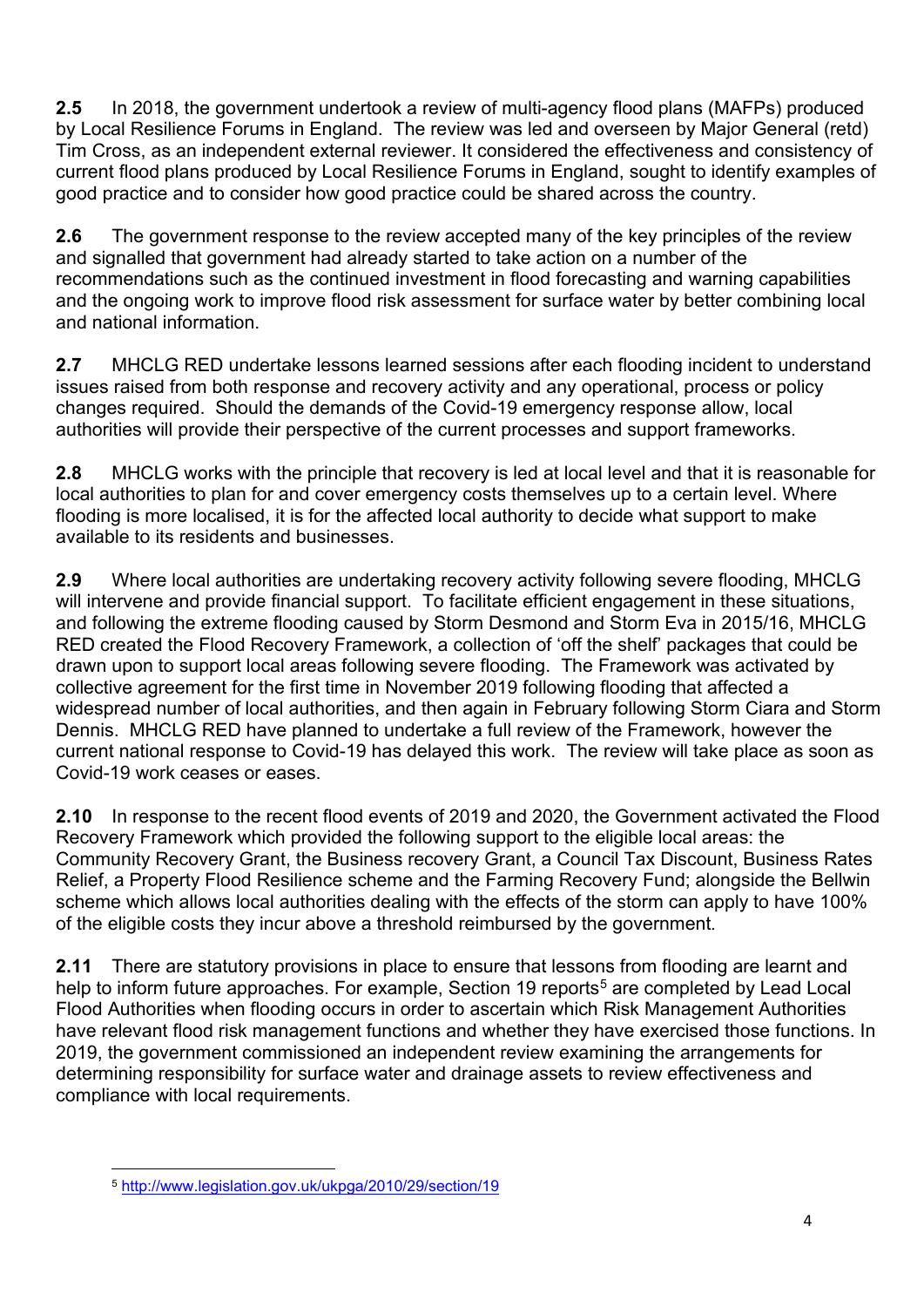**2.5** In 2018, the government undertook a review of multi-agency flood plans (MAFPs) produced by Local Resilience Forums in England. The review was led and overseen by Major General (retd) Tim Cross, as an independent external reviewer. It considered the effectiveness and consistency of current flood plans produced by Local Resilience Forums in England, sought to identify examples of good practice and to consider how good practice could be shared across the country.

**2.6** The government response to the review accepted many of the key principles of the review and signalled that government had already started to take action on a number of the recommendations such as the continued investment in flood forecasting and warning capabilities and the ongoing work to improve flood risk assessment for surface water by better combining local and national information.

**2.7** MHCLG RED undertake lessons learned sessions after each flooding incident to understand issues raised from both response and recovery activity and any operational, process or policy changes required. Should the demands of the Covid-19 emergency response allow, local authorities will provide their perspective of the current processes and support frameworks.

**2.8** MHCLG works with the principle that recovery is led at local level and that it is reasonable for local authorities to plan for and cover emergency costs themselves up to a certain level. Where flooding is more localised, it is for the affected local authority to decide what support to make available to its residents and businesses.

**2.9** Where local authorities are undertaking recovery activity following severe flooding, MHCLG will intervene and provide financial support. To facilitate efficient engagement in these situations, and following the extreme flooding caused by Storm Desmond and Storm Eva in 2015/16, MHCLG RED created the Flood Recovery Framework, a collection of 'off the shelf' packages that could be drawn upon to support local areas following severe flooding. The Framework was activated by collective agreement for the first time in November 2019 following flooding that affected a widespread number of local authorities, and then again in February following Storm Ciara and Storm Dennis. MHCLG RED have planned to undertake a full review of the Framework, however the current national response to Covid-19 has delayed this work. The review will take place as soon as Covid-19 work ceases or eases.

**2.10** In response to the recent flood events of 2019 and 2020, the Government activated the Flood Recovery Framework which provided the following support to the eligible local areas: the Community Recovery Grant, the Business recovery Grant, a Council Tax Discount, Business Rates Relief, a Property Flood Resilience scheme and the Farming Recovery Fund; alongside the Bellwin scheme which allows local authorities dealing with the effects of the storm can apply to have 100% of the eligible costs they incur above a threshold reimbursed by the government.

**2.11** There are statutory provisions in place to ensure that lessons from flooding are learnt and help to inform future approaches. For example, Section 19 reports[5] are completed by Lead Local Flood Authorities when flooding occurs in order to ascertain which Risk Management Authorities have relevant flood risk management functions and whether they have exercised those functions. In 2019, the government commissioned an independent review examining the arrangements for determining responsibility for surface water and drainage assets to review effectiveness and compliance with local requirements.

[5] http://www.legislation.gov.uk/ukpga/2010/29/section/19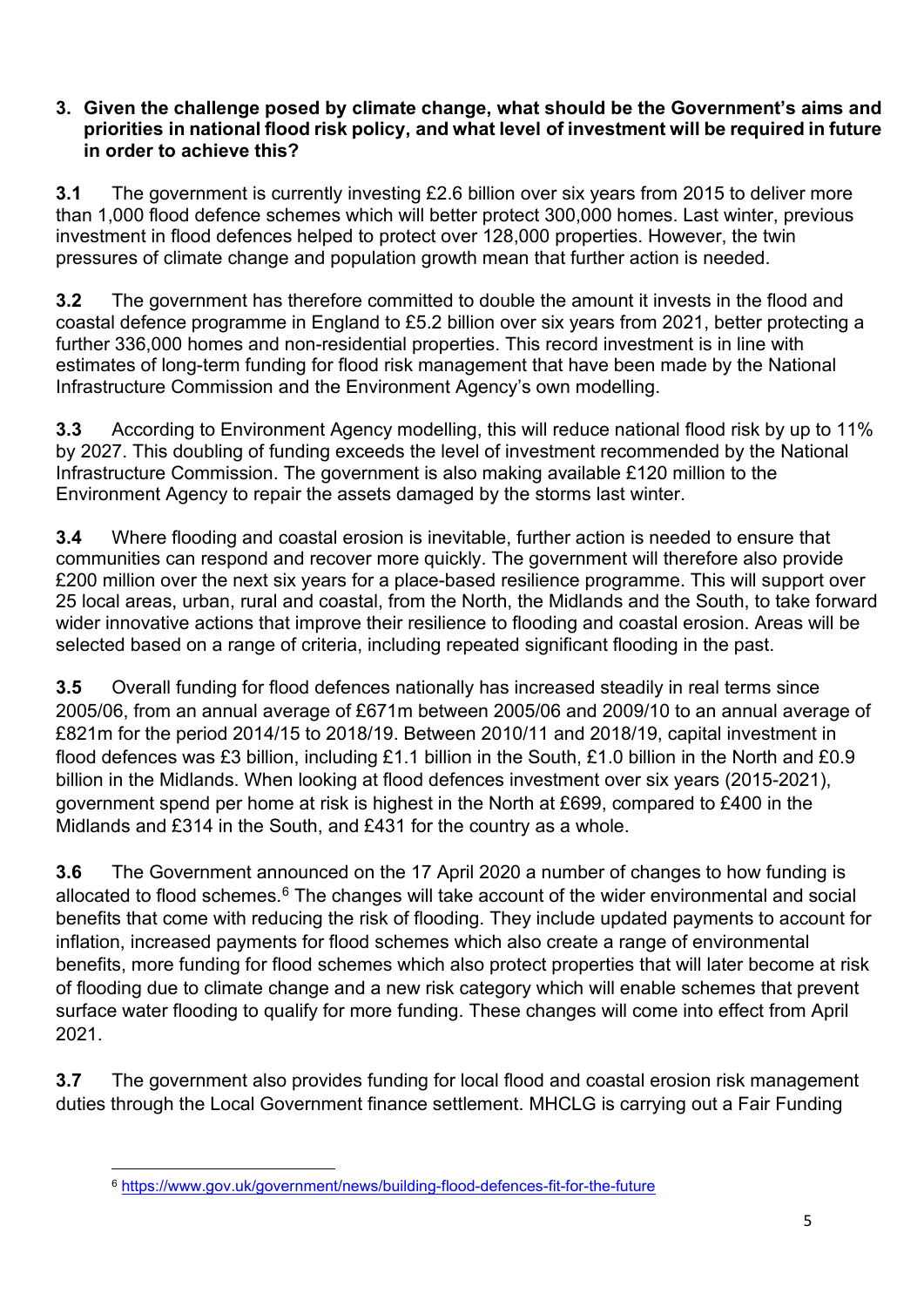**3. Given the challenge posed by climate change, what should be the Government's aims and priorities in national flood risk policy, and what level of investment will be required in future in order to achieve this?**

**3.1** The government is currently investing £2.6 billion over six years from 2015 to deliver more than 1,000 flood defence schemes which will better protect 300,000 homes. Last winter, previous investment in flood defences helped to protect over 128,000 properties. However, the twin pressures of climate change and population growth mean that further action is needed.

**3.2** The government has therefore committed to double the amount it invests in the flood and coastal defence programme in England to £5.2 billion over six years from 2021, better protecting a further 336,000 homes and non-residential properties. This record investment is in line with estimates of long-term funding for flood risk management that have been made by the National Infrastructure Commission and the Environment Agency's own modelling.

**3.3** According to Environment Agency modelling, this will reduce national flood risk by up to 11% by 2027. This doubling of funding exceeds the level of investment recommended by the National Infrastructure Commission. The government is also making available £120 million to the Environment Agency to repair the assets damaged by the storms last winter.

**3.4** Where flooding and coastal erosion is inevitable, further action is needed to ensure that communities can respond and recover more quickly. The government will therefore also provide £200 million over the next six years for a place-based resilience programme. This will support over 25 local areas, urban, rural and coastal, from the North, the Midlands and the South, to take forward wider innovative actions that improve their resilience to flooding and coastal erosion. Areas will be selected based on a range of criteria, including repeated significant flooding in the past.

**3.5** Overall funding for flood defences nationally has increased steadily in real terms since 2005/06, from an annual average of £671m between 2005/06 and 2009/10 to an annual average of £821m for the period 2014/15 to 2018/19. Between 2010/11 and 2018/19, capital investment in flood defences was £3 billion, including £1.1 billion in the South, £1.0 billion in the North and £0.9 billion in the Midlands. When looking at flood defences investment over six years (2015-2021), government spend per home at risk is highest in the North at £699, compared to £400 in the Midlands and £314 in the South, and £431 for the country as a whole.

**3.6** The Government announced on the 17 April 2020 a number of changes to how funding is allocated to flood schemes.[6] The changes will take account of the wider environmental and social benefits that come with reducing the risk of flooding. They include updated payments to account for inflation, increased payments for flood schemes which also create a range of environmental benefits, more funding for flood schemes which also protect properties that will later become at risk of flooding due to climate change and a new risk category which will enable schemes that prevent surface water flooding to qualify for more funding. These changes will come into effect from April 2021.

**3.7** The government also provides funding for local flood and coastal erosion risk management duties through the Local Government finance settlement. MHCLG is carrying out a Fair Funding

[6] https://www.gov.uk/government/news/building-flood-defences-fit-for-the-future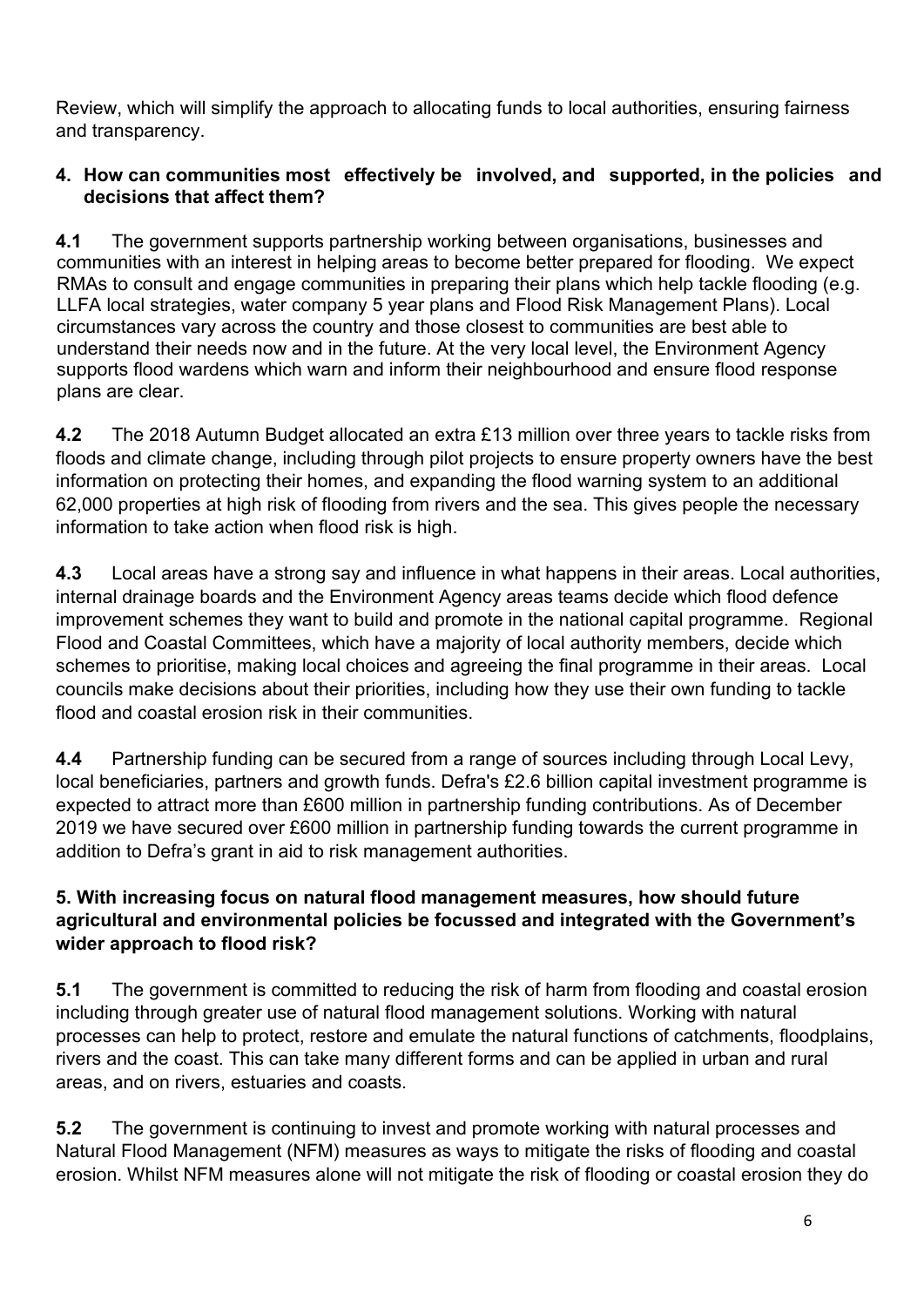Review, which will simplify the approach to allocating funds to local authorities, ensuring fairness and transparency.

**4. How can communities most effectively be involved, and supported, in the policies and decisions that affect them?**

**4.1** The government supports partnership working between organisations, businesses and communities with an interest in helping areas to become better prepared for flooding. We expect RMAs to consult and engage communities in preparing their plans which help tackle flooding (e.g. LLFA local strategies, water company 5 year plans and Flood Risk Management Plans). Local circumstances vary across the country and those closest to communities are best able to understand their needs now and in the future. At the very local level, the Environment Agency supports flood wardens which warn and inform their neighbourhood and ensure flood response plans are clear.

**4.2** The 2018 Autumn Budget allocated an extra £13 million over three years to tackle risks from floods and climate change, including through pilot projects to ensure property owners have the best information on protecting their homes, and expanding the flood warning system to an additional 62,000 properties at high risk of flooding from rivers and the sea. This gives people the necessary information to take action when flood risk is high.

**4.3** Local areas have a strong say and influence in what happens in their areas. Local authorities, internal drainage boards and the Environment Agency areas teams decide which flood defence improvement schemes they want to build and promote in the national capital programme. Regional Flood and Coastal Committees, which have a majority of local authority members, decide which schemes to prioritise, making local choices and agreeing the final programme in their areas. Local councils make decisions about their priorities, including how they use their own funding to tackle flood and coastal erosion risk in their communities.

**4.4** Partnership funding can be secured from a range of sources including through Local Levy, local beneficiaries, partners and growth funds. Defra's £2.6 billion capital investment programme is expected to attract more than £600 million in partnership funding contributions. As of December 2019 we have secured over £600 million in partnership funding towards the current programme in addition to Defra's grant in aid to risk management authorities.

**5. With increasing focus on natural flood management measures, how should future agricultural and environmental policies be focussed and integrated with the Government's wider approach to flood risk?**

**5.1** The government is committed to reducing the risk of harm from flooding and coastal erosion including through greater use of natural flood management solutions. Working with natural processes can help to protect, restore and emulate the natural functions of catchments, floodplains, rivers and the coast. This can take many different forms and can be applied in urban and rural areas, and on rivers, estuaries and coasts.

**5.2** The government is continuing to invest and promote working with natural processes and Natural Flood Management (NFM) measures as ways to mitigate the risks of flooding and coastal erosion. Whilst NFM measures alone will not mitigate the risk of flooding or coastal erosion they do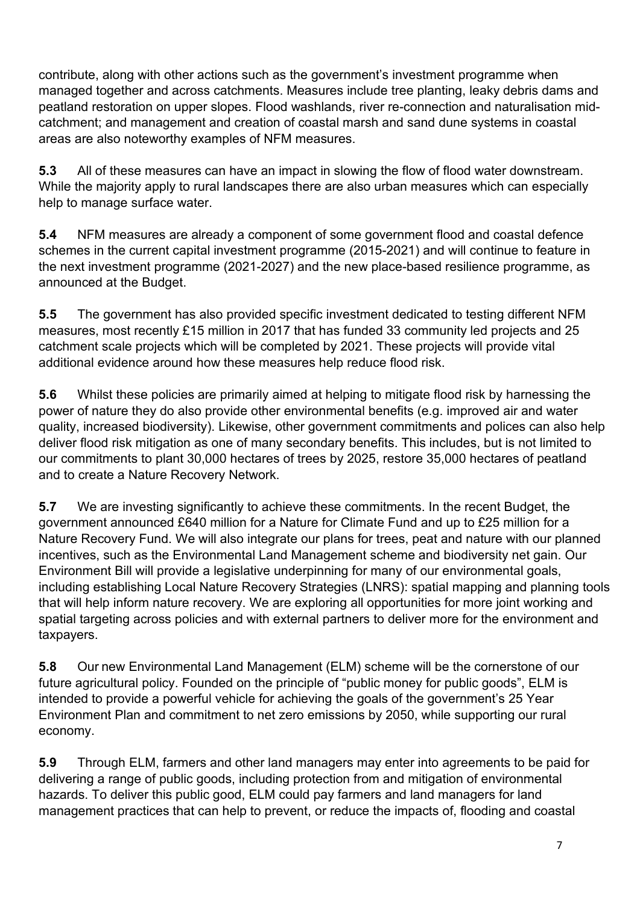contribute, along with other actions such as the government's investment programme when managed together and across catchments. Measures include tree planting, leaky debris dams and peatland restoration on upper slopes. Flood washlands, river re-connection and naturalisation mid-catchment; and management and creation of coastal marsh and sand dune systems in coastal areas are also noteworthy examples of NFM measures.

**5.3** All of these measures can have an impact in slowing the flow of flood water downstream. While the majority apply to rural landscapes there are also urban measures which can especially help to manage surface water.

**5.4** NFM measures are already a component of some government flood and coastal defence schemes in the current capital investment programme (2015-2021) and will continue to feature in the next investment programme (2021-2027) and the new place-based resilience programme, as announced at the Budget.

**5.5** The government has also provided specific investment dedicated to testing different NFM measures, most recently £15 million in 2017 that has funded 33 community led projects and 25 catchment scale projects which will be completed by 2021. These projects will provide vital additional evidence around how these measures help reduce flood risk.

**5.6** Whilst these policies are primarily aimed at helping to mitigate flood risk by harnessing the power of nature they do also provide other environmental benefits (e.g. improved air and water quality, increased biodiversity). Likewise, other government commitments and polices can also help deliver flood risk mitigation as one of many secondary benefits. This includes, but is not limited to our commitments to plant 30,000 hectares of trees by 2025, restore 35,000 hectares of peatland and to create a Nature Recovery Network.

**5.7** We are investing significantly to achieve these commitments. In the recent Budget, the government announced £640 million for a Nature for Climate Fund and up to £25 million for a Nature Recovery Fund. We will also integrate our plans for trees, peat and nature with our planned incentives, such as the Environmental Land Management scheme and biodiversity net gain. Our Environment Bill will provide a legislative underpinning for many of our environmental goals, including establishing Local Nature Recovery Strategies (LNRS): spatial mapping and planning tools that will help inform nature recovery. We are exploring all opportunities for more joint working and spatial targeting across policies and with external partners to deliver more for the environment and taxpayers.

**5.8** Our new Environmental Land Management (ELM) scheme will be the cornerstone of our future agricultural policy. Founded on the principle of "public money for public goods", ELM is intended to provide a powerful vehicle for achieving the goals of the government's 25 Year Environment Plan and commitment to net zero emissions by 2050, while supporting our rural economy.

**5.9** Through ELM, farmers and other land managers may enter into agreements to be paid for delivering a range of public goods, including protection from and mitigation of environmental hazards. To deliver this public good, ELM could pay farmers and land managers for land management practices that can help to prevent, or reduce the impacts of, flooding and coastal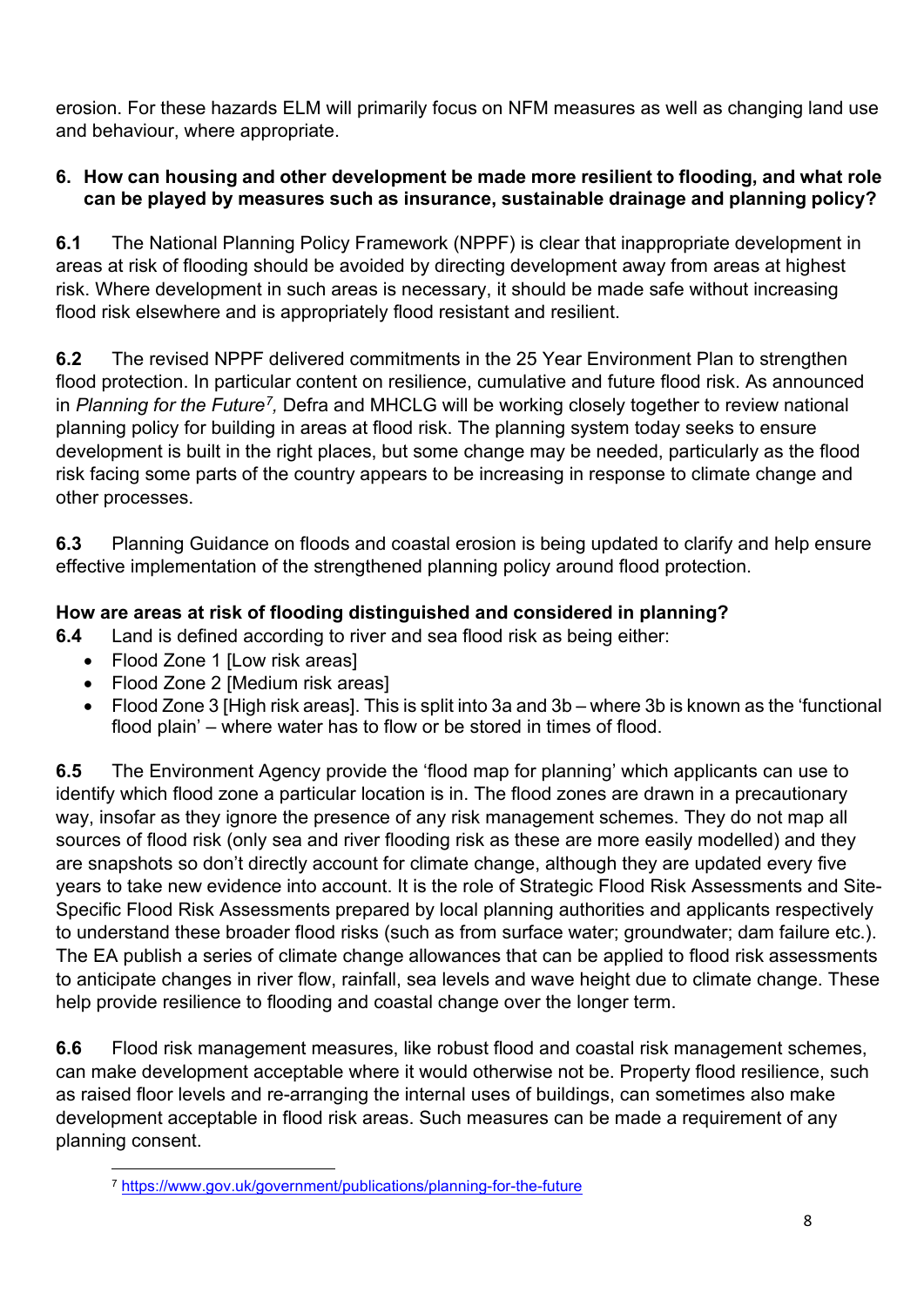erosion. For these hazards ELM will primarily focus on NFM measures as well as changing land use and behaviour, where appropriate.

## 6. How can housing and other development be made more resilient to flooding, and what role can be played by measures such as insurance, sustainable drainage and planning policy?

**6.1** The National Planning Policy Framework (NPPF) is clear that inappropriate development in areas at risk of flooding should be avoided by directing development away from areas at highest risk. Where development in such areas is necessary, it should be made safe without increasing flood risk elsewhere and is appropriately flood resistant and resilient.

**6.2** The revised NPPF delivered commitments in the 25 Year Environment Plan to strengthen flood protection. In particular content on resilience, cumulative and future flood risk. As announced in *Planning for the Future*[7], Defra and MHCLG will be working closely together to review national planning policy for building in areas at flood risk. The planning system today seeks to ensure development is built in the right places, but some change may be needed, particularly as the flood risk facing some parts of the country appears to be increasing in response to climate change and other processes.

**6.3** Planning Guidance on floods and coastal erosion is being updated to clarify and help ensure effective implementation of the strengthened planning policy around flood protection.

### How are areas at risk of flooding distinguished and considered in planning?

**6.4** Land is defined according to river and sea flood risk as being either:

- Flood Zone 1 [Low risk areas]
- Flood Zone 2 [Medium risk areas]
- Flood Zone 3 [High risk areas]. This is split into 3a and 3b – where 3b is known as the 'functional flood plain' – where water has to flow or be stored in times of flood.

**6.5** The Environment Agency provide the 'flood map for planning' which applicants can use to identify which flood zone a particular location is in. The flood zones are drawn in a precautionary way, insofar as they ignore the presence of any risk management schemes. They do not map all sources of flood risk (only sea and river flooding risk as these are more easily modelled) and they are snapshots so don't directly account for climate change, although they are updated every five years to take new evidence into account. It is the role of Strategic Flood Risk Assessments and Site-Specific Flood Risk Assessments prepared by local planning authorities and applicants respectively to understand these broader flood risks (such as from surface water; groundwater; dam failure etc.). The EA publish a series of climate change allowances that can be applied to flood risk assessments to anticipate changes in river flow, rainfall, sea levels and wave height due to climate change. These help provide resilience to flooding and coastal change over the longer term.

**6.6** Flood risk management measures, like robust flood and coastal risk management schemes, can make development acceptable where it would otherwise not be. Property flood resilience, such as raised floor levels and re-arranging the internal uses of buildings, can sometimes also make development acceptable in flood risk areas. Such measures can be made a requirement of any planning consent.

---

[7] https://www.gov.uk/government/publications/planning-for-the-future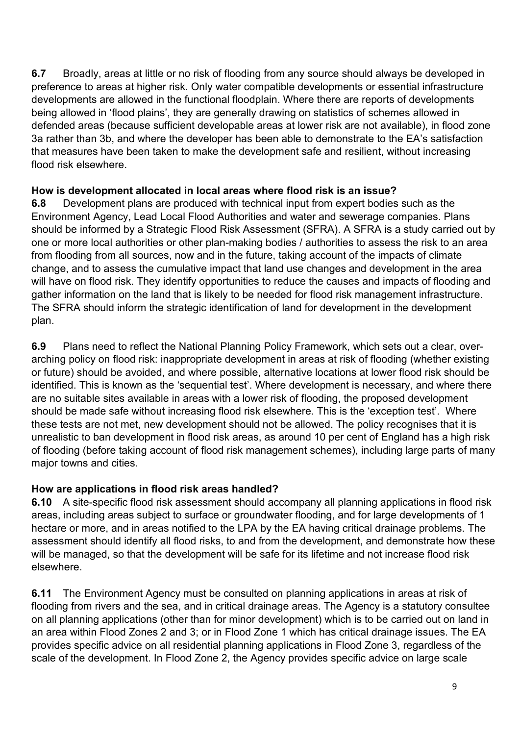**6.7** Broadly, areas at little or no risk of flooding from any source should always be developed in preference to areas at higher risk. Only water compatible developments or essential infrastructure developments are allowed in the functional floodplain. Where there are reports of developments being allowed in 'flood plains', they are generally drawing on statistics of schemes allowed in defended areas (because sufficient developable areas at lower risk are not available), in flood zone 3a rather than 3b, and where the developer has been able to demonstrate to the EA's satisfaction that measures have been taken to make the development safe and resilient, without increasing flood risk elsewhere.

### How is development allocated in local areas where flood risk is an issue?

**6.8** Development plans are produced with technical input from expert bodies such as the Environment Agency, Lead Local Flood Authorities and water and sewerage companies. Plans should be informed by a Strategic Flood Risk Assessment (SFRA). A SFRA is a study carried out by one or more local authorities or other plan-making bodies / authorities to assess the risk to an area from flooding from all sources, now and in the future, taking account of the impacts of climate change, and to assess the cumulative impact that land use changes and development in the area will have on flood risk. They identify opportunities to reduce the causes and impacts of flooding and gather information on the land that is likely to be needed for flood risk management infrastructure. The SFRA should inform the strategic identification of land for development in the development plan.

**6.9** Plans need to reflect the National Planning Policy Framework, which sets out a clear, over-arching policy on flood risk: inappropriate development in areas at risk of flooding (whether existing or future) should be avoided, and where possible, alternative locations at lower flood risk should be identified. This is known as the 'sequential test'. Where development is necessary, and where there are no suitable sites available in areas with a lower risk of flooding, the proposed development should be made safe without increasing flood risk elsewhere. This is the 'exception test'. Where these tests are not met, new development should not be allowed. The policy recognises that it is unrealistic to ban development in flood risk areas, as around 10 per cent of England has a high risk of flooding (before taking account of flood risk management schemes), including large parts of many major towns and cities.

### How are applications in flood risk areas handled?

**6.10** A site-specific flood risk assessment should accompany all planning applications in flood risk areas, including areas subject to surface or groundwater flooding, and for large developments of 1 hectare or more, and in areas notified to the LPA by the EA having critical drainage problems. The assessment should identify all flood risks, to and from the development, and demonstrate how these will be managed, so that the development will be safe for its lifetime and not increase flood risk elsewhere.

**6.11** The Environment Agency must be consulted on planning applications in areas at risk of flooding from rivers and the sea, and in critical drainage areas. The Agency is a statutory consultee on all planning applications (other than for minor development) which is to be carried out on land in an area within Flood Zones 2 and 3; or in Flood Zone 1 which has critical drainage issues. The EA provides specific advice on all residential planning applications in Flood Zone 3, regardless of the scale of the development. In Flood Zone 2, the Agency provides specific advice on large scale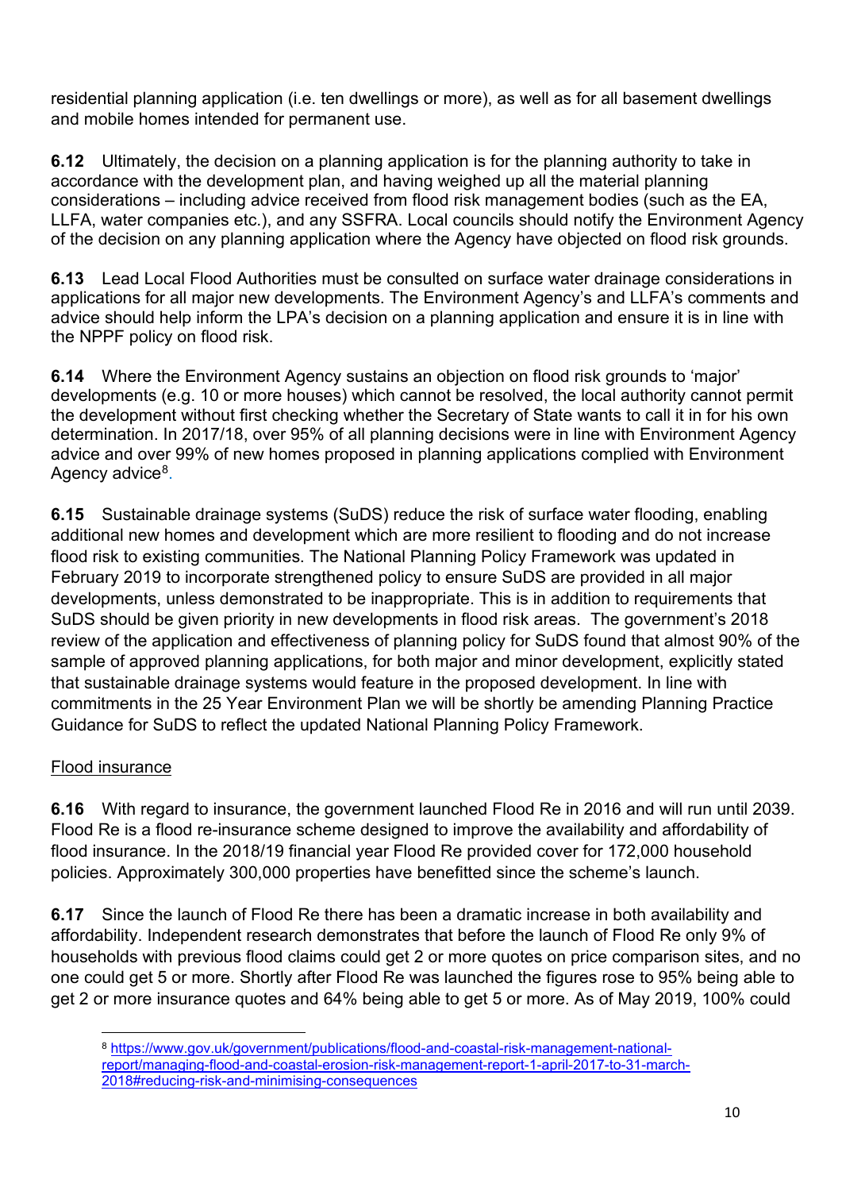residential planning application (i.e. ten dwellings or more), as well as for all basement dwellings and mobile homes intended for permanent use.

**6.12** Ultimately, the decision on a planning application is for the planning authority to take in accordance with the development plan, and having weighed up all the material planning considerations – including advice received from flood risk management bodies (such as the EA, LLFA, water companies etc.), and any SSFRA. Local councils should notify the Environment Agency of the decision on any planning application where the Agency have objected on flood risk grounds.

**6.13** Lead Local Flood Authorities must be consulted on surface water drainage considerations in applications for all major new developments. The Environment Agency's and LLFA's comments and advice should help inform the LPA's decision on a planning application and ensure it is in line with the NPPF policy on flood risk.

**6.14** Where the Environment Agency sustains an objection on flood risk grounds to 'major' developments (e.g. 10 or more houses) which cannot be resolved, the local authority cannot permit the development without first checking whether the Secretary of State wants to call it in for his own determination. In 2017/18, over 95% of all planning decisions were in line with Environment Agency advice and over 99% of new homes proposed in planning applications complied with Environment Agency advice[8].

**6.15** Sustainable drainage systems (SuDS) reduce the risk of surface water flooding, enabling additional new homes and development which are more resilient to flooding and do not increase flood risk to existing communities. The National Planning Policy Framework was updated in February 2019 to incorporate strengthened policy to ensure SuDS are provided in all major developments, unless demonstrated to be inappropriate. This is in addition to requirements that SuDS should be given priority in new developments in flood risk areas. The government's 2018 review of the application and effectiveness of planning policy for SuDS found that almost 90% of the sample of approved planning applications, for both major and minor development, explicitly stated that sustainable drainage systems would feature in the proposed development. In line with commitments in the 25 Year Environment Plan we will be shortly be amending Planning Practice Guidance for SuDS to reflect the updated National Planning Policy Framework.

<u>Flood insurance</u>

**6.16** With regard to insurance, the government launched Flood Re in 2016 and will run until 2039. Flood Re is a flood re-insurance scheme designed to improve the availability and affordability of flood insurance. In the 2018/19 financial year Flood Re provided cover for 172,000 household policies. Approximately 300,000 properties have benefitted since the scheme's launch.

**6.17** Since the launch of Flood Re there has been a dramatic increase in both availability and affordability. Independent research demonstrates that before the launch of Flood Re only 9% of households with previous flood claims could get 2 or more quotes on price comparison sites, and no one could get 5 or more. Shortly after Flood Re was launched the figures rose to 95% being able to get 2 or more insurance quotes and 64% being able to get 5 or more. As of May 2019, 100% could

---

[8] https://www.gov.uk/government/publications/flood-and-coastal-risk-management-national-report/managing-flood-and-coastal-erosion-risk-management-report-1-april-2017-to-31-march-2018#reducing-risk-and-minimising-consequences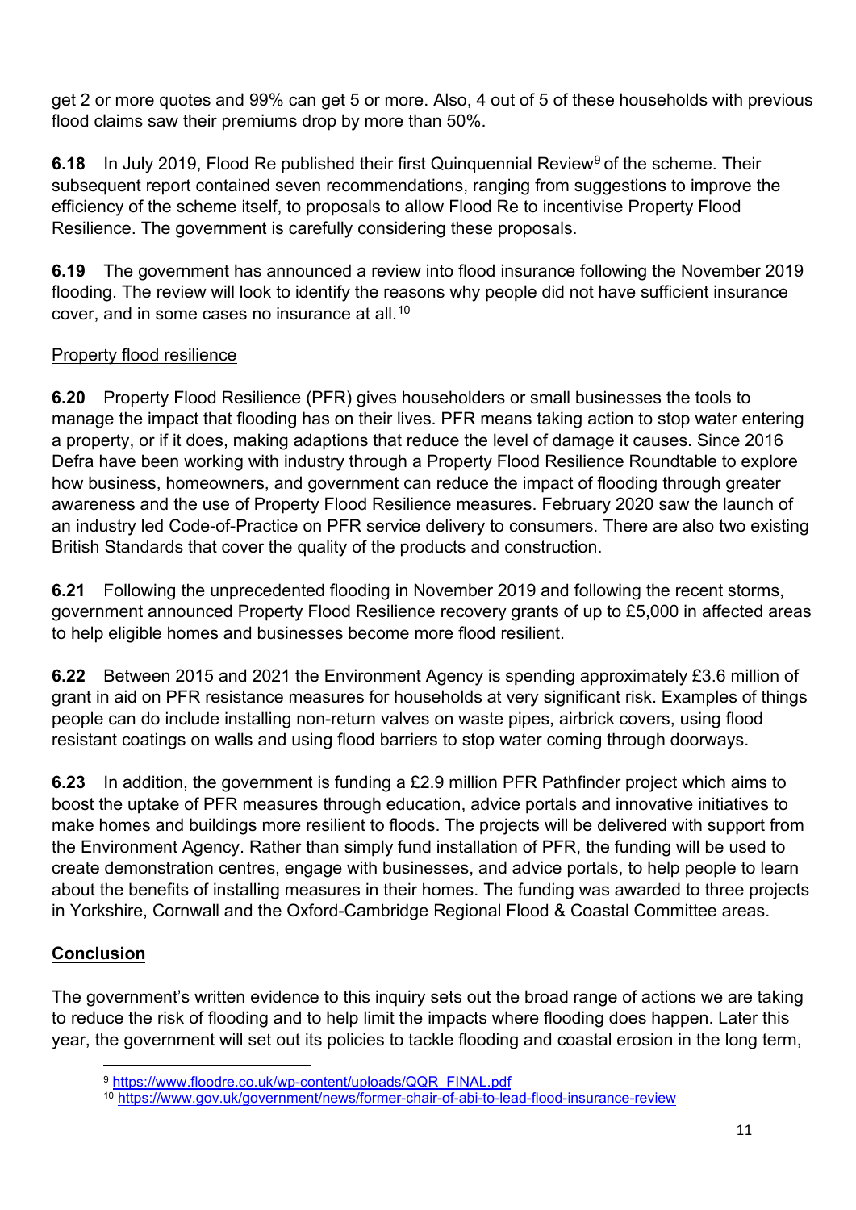get 2 or more quotes and 99% can get 5 or more. Also, 4 out of 5 of these households with previous flood claims saw their premiums drop by more than 50%.

**6.18** In July 2019, Flood Re published their first Quinquennial Review[9] of the scheme. Their subsequent report contained seven recommendations, ranging from suggestions to improve the efficiency of the scheme itself, to proposals to allow Flood Re to incentivise Property Flood Resilience. The government is carefully considering these proposals.

**6.19** The government has announced a review into flood insurance following the November 2019 flooding. The review will look to identify the reasons why people did not have sufficient insurance cover, and in some cases no insurance at all.[10]

<u>Property flood resilience</u>

**6.20** Property Flood Resilience (PFR) gives householders or small businesses the tools to manage the impact that flooding has on their lives. PFR means taking action to stop water entering a property, or if it does, making adaptions that reduce the level of damage it causes. Since 2016 Defra have been working with industry through a Property Flood Resilience Roundtable to explore how business, homeowners, and government can reduce the impact of flooding through greater awareness and the use of Property Flood Resilience measures. February 2020 saw the launch of an industry led Code-of-Practice on PFR service delivery to consumers. There are also two existing British Standards that cover the quality of the products and construction.

**6.21** Following the unprecedented flooding in November 2019 and following the recent storms, government announced Property Flood Resilience recovery grants of up to £5,000 in affected areas to help eligible homes and businesses become more flood resilient.

**6.22** Between 2015 and 2021 the Environment Agency is spending approximately £3.6 million of grant in aid on PFR resistance measures for households at very significant risk. Examples of things people can do include installing non-return valves on waste pipes, airbrick covers, using flood resistant coatings on walls and using flood barriers to stop water coming through doorways.

**6.23** In addition, the government is funding a £2.9 million PFR Pathfinder project which aims to boost the uptake of PFR measures through education, advice portals and innovative initiatives to make homes and buildings more resilient to floods. The projects will be delivered with support from the Environment Agency. Rather than simply fund installation of PFR, the funding will be used to create demonstration centres, engage with businesses, and advice portals, to help people to learn about the benefits of installing measures in their homes. The funding was awarded to three projects in Yorkshire, Cornwall and the Oxford-Cambridge Regional Flood & Coastal Committee areas.

## Conclusion

The government's written evidence to this inquiry sets out the broad range of actions we are taking to reduce the risk of flooding and to help limit the impacts where flooding does happen. Later this year, the government will set out its policies to tackle flooding and coastal erosion in the long term,

[9] https://www.floodre.co.uk/wp-content/uploads/QQR_FINAL.pdf

[10] https://www.gov.uk/government/news/former-chair-of-abi-to-lead-flood-insurance-review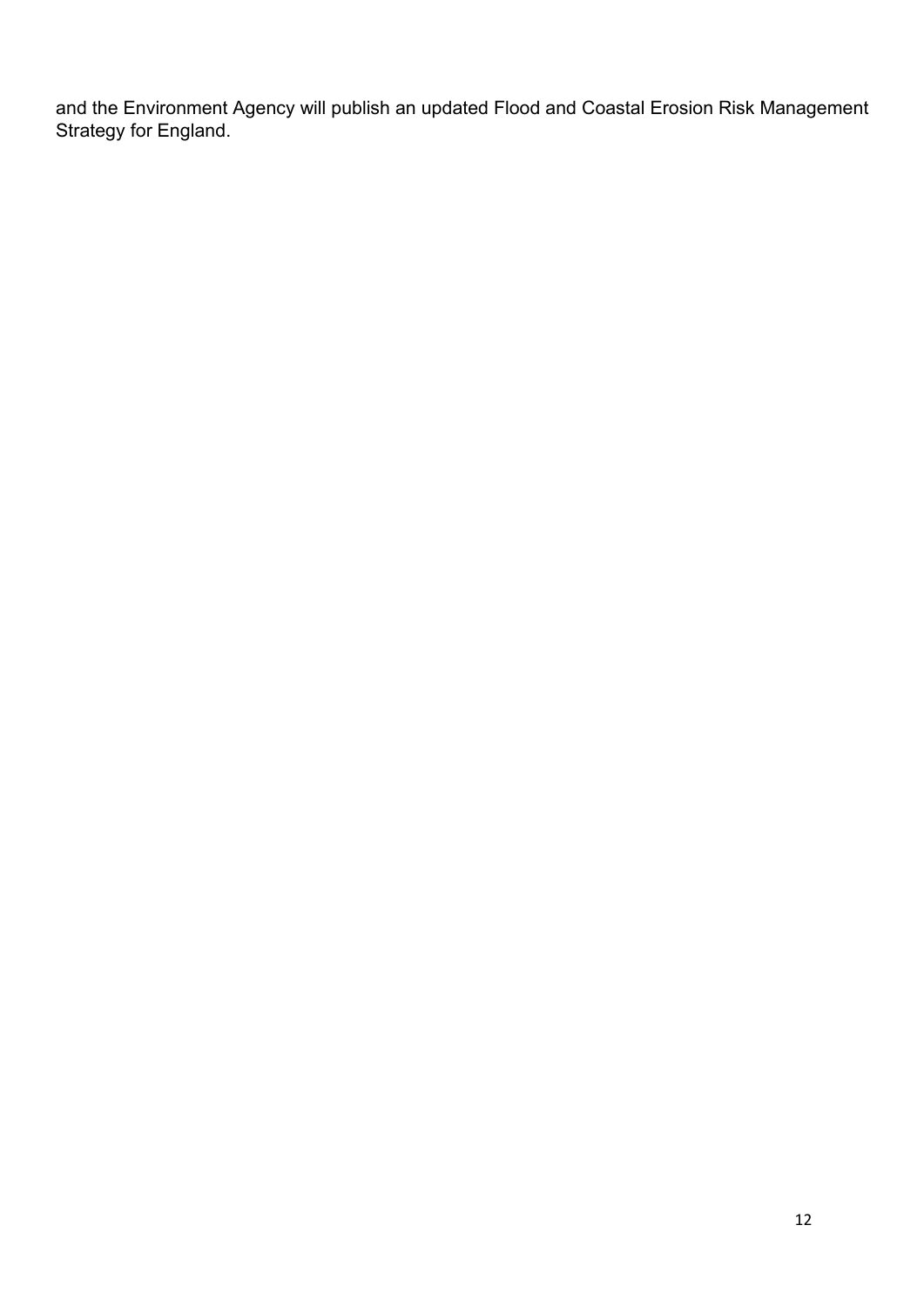and the Environment Agency will publish an updated Flood and Coastal Erosion Risk Management Strategy for England.